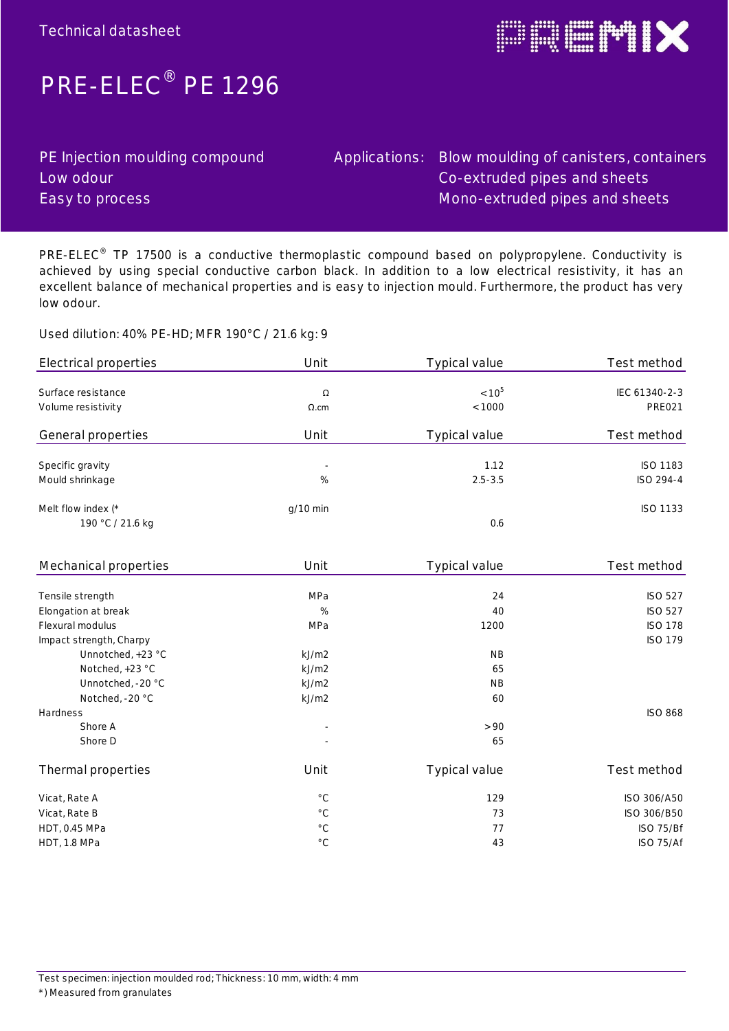Technical datasheet

# PRE-ELEC® PE 1296

PE Injection moulding compound
Low odour
Easy to process

Applications: Blow moulding of canisters, containers
Co-extruded pipes and sheets
Mono-extruded pipes and sheets

PRE-ELEC® TP 17500 is a conductive thermoplastic compound based on polypropylene. Conductivity is achieved by using special conductive carbon black. In addition to a low electrical resistivity, it has an excellent balance of mechanical properties and is easy to injection mould. Furthermore, the product has very low odour.

Used dilution: 40% PE-HD; MFR 190°C / 21.6 kg: 9

| Electrical properties | Unit | Typical value | Test method |
|---|---|---|---|
| Surface resistance | Ω | $<10^5$ | IEC 61340-2-3 |
| Volume resistivity | Ω.cm | <1000 | PRE021 |

| General properties | Unit | Typical value | Test method |
|---|---|---|---|
| Specific gravity | - | 1.12 | ISO 1183 |
| Mould shrinkage | % | 2.5-3.5 | ISO 294-4 |
| Melt flow index (* | g/10 min | | ISO 1133 |
| 190 °C / 21.6 kg | | 0.6 | |

| Mechanical properties | Unit | Typical value | Test method |
|---|---|---|---|
| Tensile strength | MPa | 24 | ISO 527 |
| Elongation at break | % | 40 | ISO 527 |
| Flexural modulus | MPa | 1200 | ISO 178 |
| Impact strength, Charpy | | | ISO 179 |
| Unnotched, +23 °C | kJ/m2 | NB | |
| Notched, +23 °C | kJ/m2 | 65 | |
| Unnotched, -20 °C | kJ/m2 | NB | |
| Notched, -20 °C | kJ/m2 | 60 | |
| Hardness | | | ISO 868 |
| Shore A | - | >90 | |
| Shore D | - | 65 | |

| Thermal properties | Unit | Typical value | Test method |
|---|---|---|---|
| Vicat, Rate A | °C | 129 | ISO 306/A50 |
| Vicat, Rate B | °C | 73 | ISO 306/B50 |
| HDT, 0.45 MPa | °C | 77 | ISO 75/Bf |
| HDT, 1.8 MPa | °C | 43 | ISO 75/Af |

Test specimen: injection moulded rod; Thickness: 10 mm, width: 4 mm
*) Measured from granulates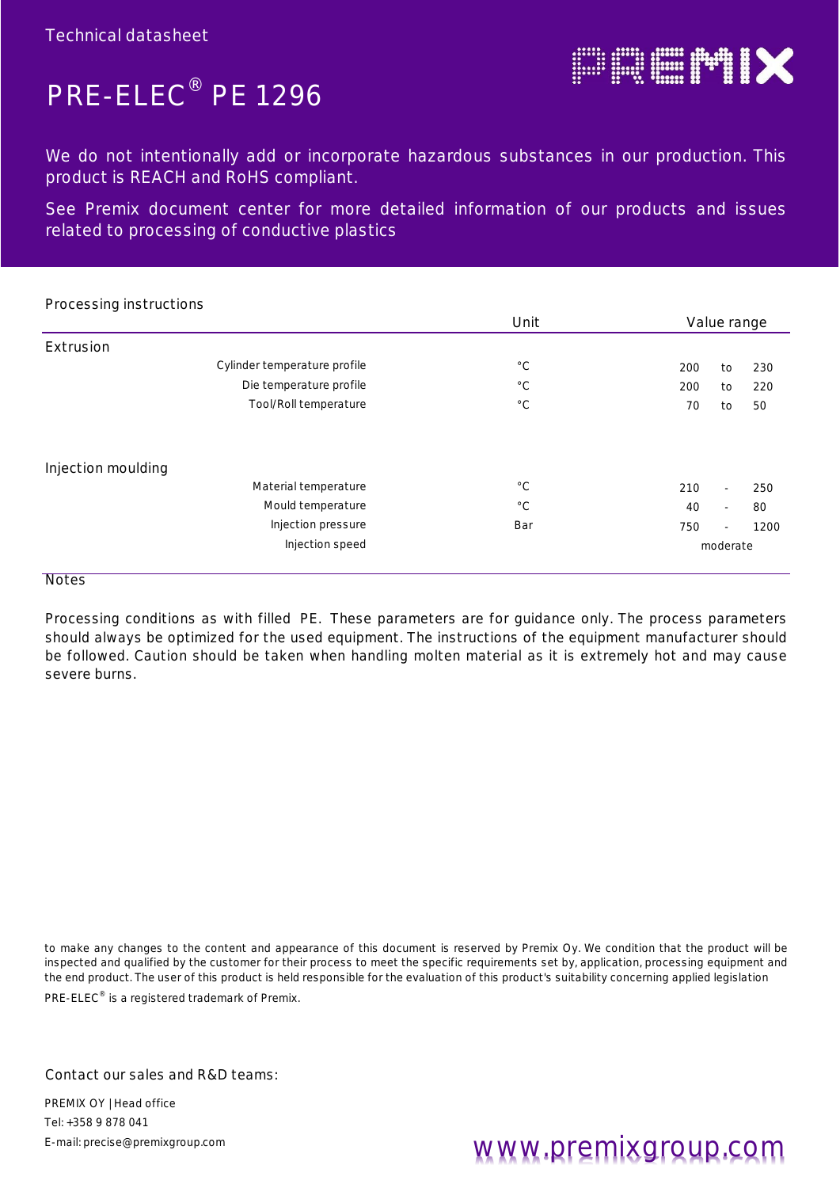Technical datasheet

# PRE-ELEC® PE 1296

PREMIX

We do not intentionally add or incorporate hazardous substances in our production. This product is REACH and RoHS compliant.

See Premix document center for more detailed information of our products and issues related to processing of conductive plastics

## Processing instructions

| | | Unit | Value range | | |
|---|---|---|---|---|---|
| Extrusion | | | | | |
| | Cylinder temperature profile | °C | 200 | to | 230 |
| | Die temperature profile | °C | 200 | to | 220 |
| | Tool/Roll temperature | °C | 70 | to | 50 |
| Injection moulding | | | | | |
| | Material temperature | °C | 210 | - | 250 |
| | Mould temperature | °C | 40 | - | 80 |
| | Injection pressure | Bar | 750 | - | 1200 |
| | Injection speed | | | moderate | |

## Notes

Processing conditions as with filled PE. These parameters are for guidance only. The process parameters should always be optimized for the used equipment. The instructions of the equipment manufacturer should be followed. Caution should be taken when handling molten material as it is extremely hot and may cause severe burns.

to make any changes to the content and appearance of this document is reserved by Premix Oy. We condition that the product will be inspected and qualified by the customer for their process to meet the specific requirements set by, application, processing equipment and the end product. The user of this product is held responsible for the evaluation of this product's suitability concerning applied legislation

PRE-ELEC® is a registered trademark of Premix.

Contact our sales and R&D teams:

PREMIX OY | Head office
Tel: +358 9 878 041
E-mail: precise@premixgroup.com

www.premixgroup.com